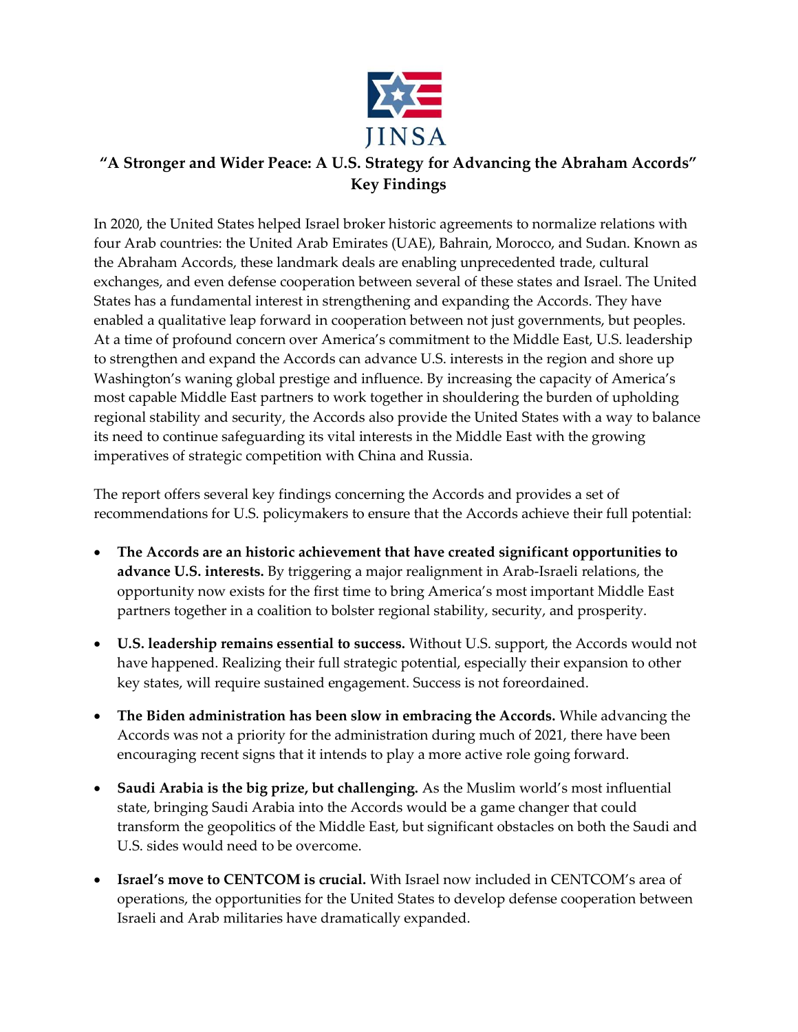JINSA

# "A Stronger and Wider Peace: A U.S. Strategy for Advancing the Abraham Accords" Key Findings

In 2020, the United States helped Israel broker historic agreements to normalize relations with four Arab countries: the United Arab Emirates (UAE), Bahrain, Morocco, and Sudan. Known as the Abraham Accords, these landmark deals are enabling unprecedented trade, cultural exchanges, and even defense cooperation between several of these states and Israel. The United States has a fundamental interest in strengthening and expanding the Accords. They have enabled a qualitative leap forward in cooperation between not just governments, but peoples. At a time of profound concern over America's commitment to the Middle East, U.S. leadership to strengthen and expand the Accords can advance U.S. interests in the region and shore up Washington's waning global prestige and influence. By increasing the capacity of America's most capable Middle East partners to work together in shouldering the burden of upholding regional stability and security, the Accords also provide the United States with a way to balance its need to continue safeguarding its vital interests in the Middle East with the growing imperatives of strategic competition with China and Russia.

The report offers several key findings concerning the Accords and provides a set of recommendations for U.S. policymakers to ensure that the Accords achieve their full potential:

- **The Accords are an historic achievement that have created significant opportunities to advance U.S. interests.** By triggering a major realignment in Arab-Israeli relations, the opportunity now exists for the first time to bring America's most important Middle East partners together in a coalition to bolster regional stability, security, and prosperity.

- **U.S. leadership remains essential to success.** Without U.S. support, the Accords would not have happened. Realizing their full strategic potential, especially their expansion to other key states, will require sustained engagement. Success is not foreordained.

- **The Biden administration has been slow in embracing the Accords.** While advancing the Accords was not a priority for the administration during much of 2021, there have been encouraging recent signs that it intends to play a more active role going forward.

- **Saudi Arabia is the big prize, but challenging.** As the Muslim world's most influential state, bringing Saudi Arabia into the Accords would be a game changer that could transform the geopolitics of the Middle East, but significant obstacles on both the Saudi and U.S. sides would need to be overcome.

- **Israel's move to CENTCOM is crucial.** With Israel now included in CENTCOM's area of operations, the opportunities for the United States to develop defense cooperation between Israeli and Arab militaries have dramatically expanded.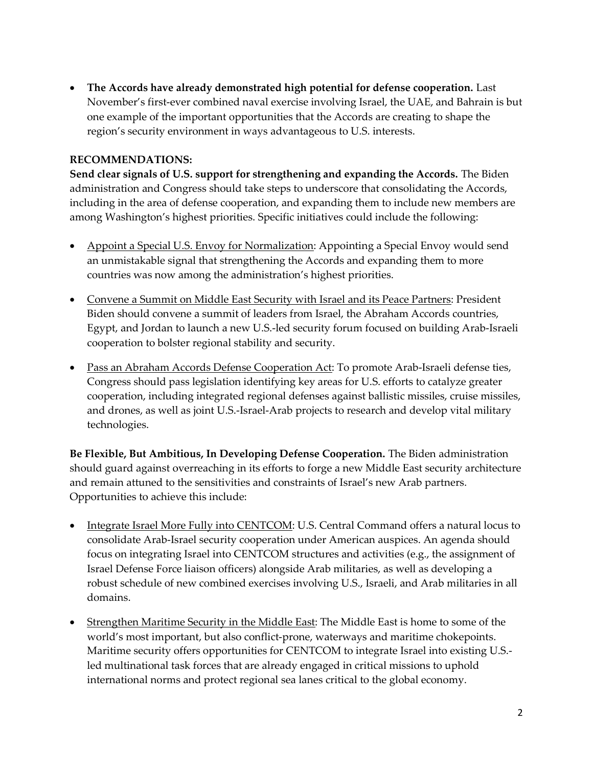- **The Accords have already demonstrated high potential for defense cooperation.** Last November's first-ever combined naval exercise involving Israel, the UAE, and Bahrain is but one example of the important opportunities that the Accords are creating to shape the region's security environment in ways advantageous to U.S. interests.

**RECOMMENDATIONS:**

**Send clear signals of U.S. support for strengthening and expanding the Accords.** The Biden administration and Congress should take steps to underscore that consolidating the Accords, including in the area of defense cooperation, and expanding them to include new members are among Washington's highest priorities. Specific initiatives could include the following:

- <u>Appoint a Special U.S. Envoy for Normalization</u>: Appointing a Special Envoy would send an unmistakable signal that strengthening the Accords and expanding them to more countries was now among the administration's highest priorities.

- <u>Convene a Summit on Middle East Security with Israel and its Peace Partners</u>: President Biden should convene a summit of leaders from Israel, the Abraham Accords countries, Egypt, and Jordan to launch a new U.S.-led security forum focused on building Arab-Israeli cooperation to bolster regional stability and security.

- <u>Pass an Abraham Accords Defense Cooperation Act</u>: To promote Arab-Israeli defense ties, Congress should pass legislation identifying key areas for U.S. efforts to catalyze greater cooperation, including integrated regional defenses against ballistic missiles, cruise missiles, and drones, as well as joint U.S.-Israel-Arab projects to research and develop vital military technologies.

**Be Flexible, But Ambitious, In Developing Defense Cooperation.** The Biden administration should guard against overreaching in its efforts to forge a new Middle East security architecture and remain attuned to the sensitivities and constraints of Israel's new Arab partners. Opportunities to achieve this include:

- <u>Integrate Israel More Fully into CENTCOM</u>: U.S. Central Command offers a natural locus to consolidate Arab-Israel security cooperation under American auspices. An agenda should focus on integrating Israel into CENTCOM structures and activities (e.g., the assignment of Israel Defense Force liaison officers) alongside Arab militaries, as well as developing a robust schedule of new combined exercises involving U.S., Israeli, and Arab militaries in all domains.

- <u>Strengthen Maritime Security in the Middle East</u>: The Middle East is home to some of the world's most important, but also conflict-prone, waterways and maritime chokepoints. Maritime security offers opportunities for CENTCOM to integrate Israel into existing U.S.-led multinational task forces that are already engaged in critical missions to uphold international norms and protect regional sea lanes critical to the global economy.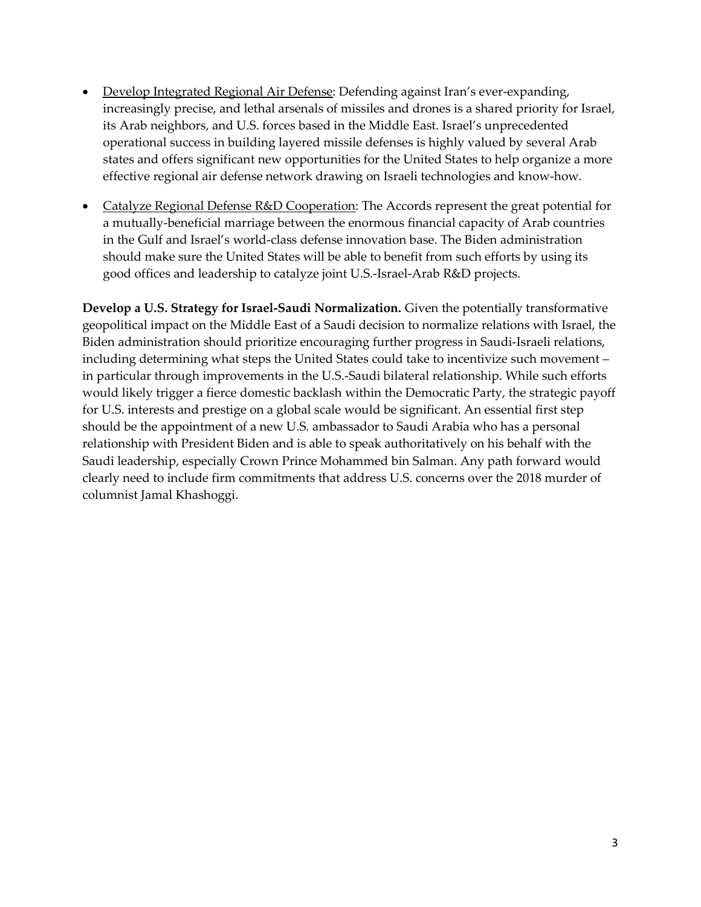- <u>Develop Integrated Regional Air Defense</u>: Defending against Iran's ever-expanding, increasingly precise, and lethal arsenals of missiles and drones is a shared priority for Israel, its Arab neighbors, and U.S. forces based in the Middle East. Israel's unprecedented operational success in building layered missile defenses is highly valued by several Arab states and offers significant new opportunities for the United States to help organize a more effective regional air defense network drawing on Israeli technologies and know-how.

- <u>Catalyze Regional Defense R&D Cooperation</u>: The Accords represent the great potential for a mutually-beneficial marriage between the enormous financial capacity of Arab countries in the Gulf and Israel's world-class defense innovation base. The Biden administration should make sure the United States will be able to benefit from such efforts by using its good offices and leadership to catalyze joint U.S.-Israel-Arab R&D projects.

**Develop a U.S. Strategy for Israel-Saudi Normalization.** Given the potentially transformative geopolitical impact on the Middle East of a Saudi decision to normalize relations with Israel, the Biden administration should prioritize encouraging further progress in Saudi-Israeli relations, including determining what steps the United States could take to incentivize such movement – in particular through improvements in the U.S.-Saudi bilateral relationship. While such efforts would likely trigger a fierce domestic backlash within the Democratic Party, the strategic payoff for U.S. interests and prestige on a global scale would be significant. An essential first step should be the appointment of a new U.S. ambassador to Saudi Arabia who has a personal relationship with President Biden and is able to speak authoritatively on his behalf with the Saudi leadership, especially Crown Prince Mohammed bin Salman. Any path forward would clearly need to include firm commitments that address U.S. concerns over the 2018 murder of columnist Jamal Khashoggi.